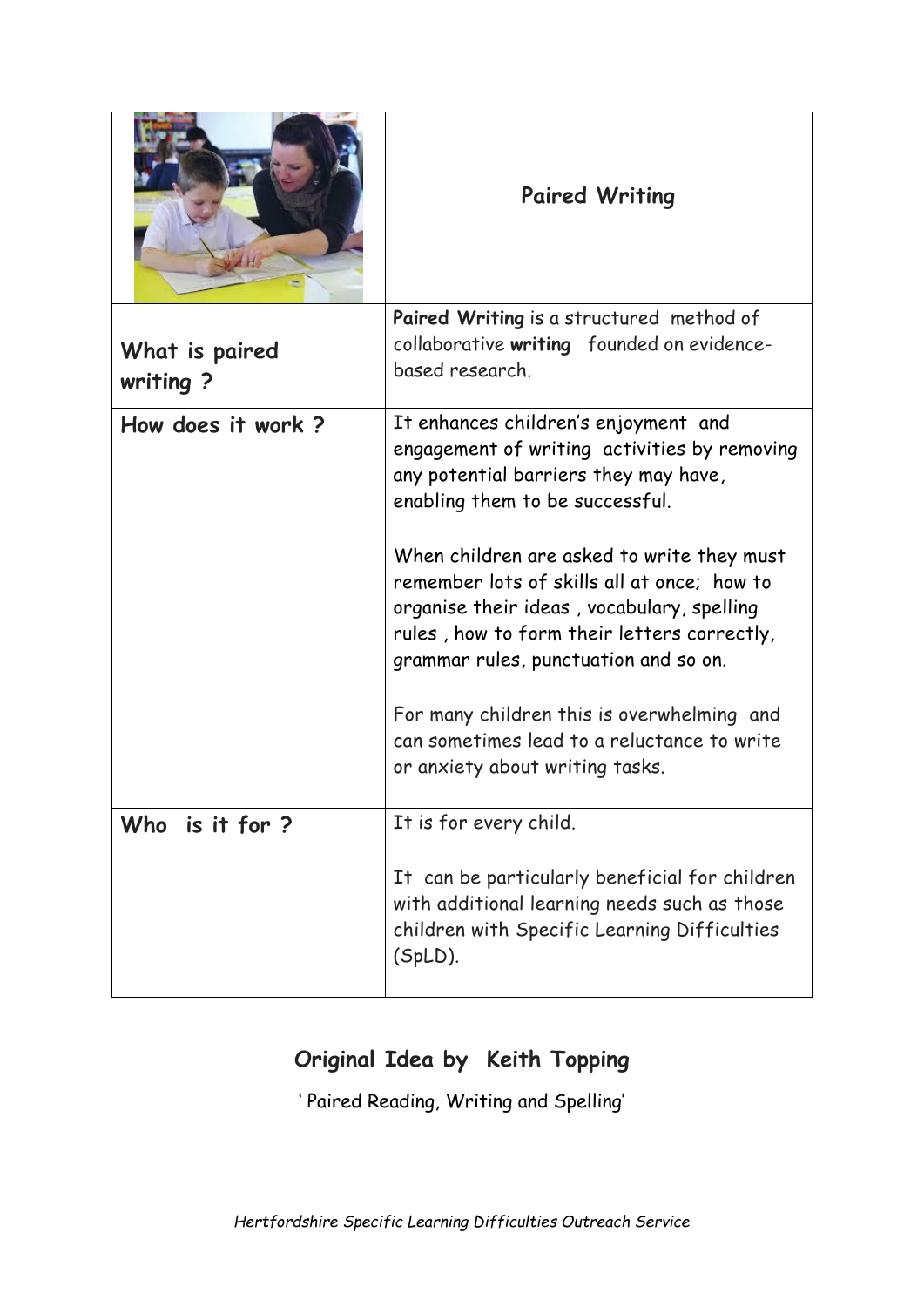| | **Paired Writing** |
|---|---|
| **What is paired writing ?** | **Paired Writing** is a structured method of collaborative **writing** founded on evidence-based research. |
| **How does it work ?** | It enhances children's enjoyment and engagement of writing activities by removing any potential barriers they may have, enabling them to be successful.<br><br>When children are asked to write they must remember lots of skills all at once; how to organise their ideas , vocabulary, spelling rules , how to form their letters correctly, grammar rules, punctuation and so on.<br><br>For many children this is overwhelming and can sometimes lead to a reluctance to write or anxiety about writing tasks. |
| **Who is it for ?** | It is for every child.<br><br>It can be particularly beneficial for children with additional learning needs such as those children with Specific Learning Difficulties (SpLD). |

**Original Idea by Keith Topping**

'Paired Reading, Writing and Spelling'

*Hertfordshire Specific Learning Difficulties Outreach Service*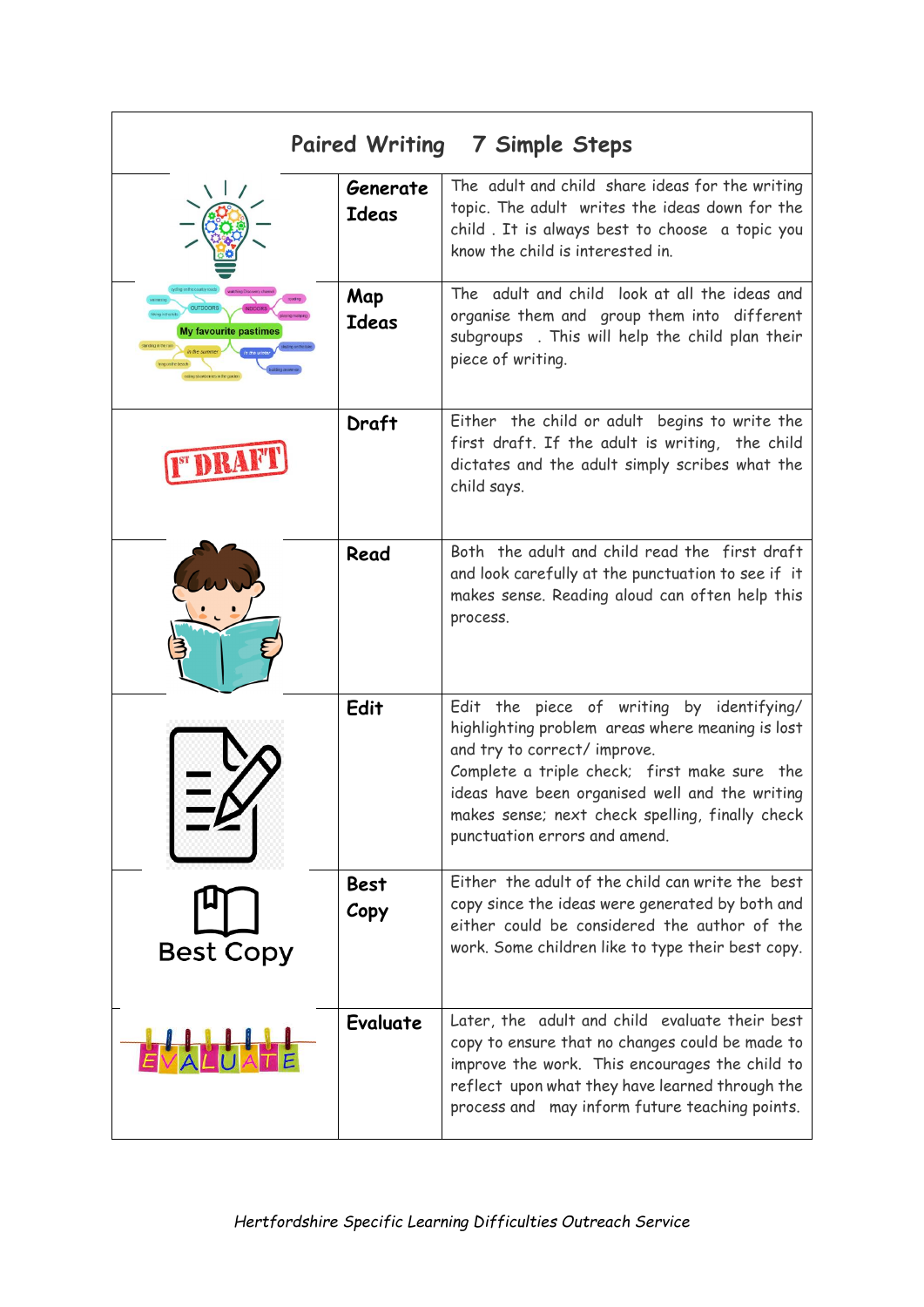## Paired Writing 7 Simple Steps

| | | |
|---|---|---|
| | **Generate Ideas** | The adult and child share ideas for the writing topic. The adult writes the ideas down for the child . It is always best to choose a topic you know the child is interested in. |
| | **Map Ideas** | The adult and child look at all the ideas and organise them and group them into different subgroups . This will help the child plan their piece of writing. |
| | **Draft** | Either the child or adult begins to write the first draft. If the adult is writing, the child dictates and the adult simply scribes what the child says. |
| | **Read** | Both the adult and child read the first draft and look carefully at the punctuation to see if it makes sense. Reading aloud can often help this process. |
| | **Edit** | Edit the piece of writing by identifying/ highlighting problem areas where meaning is lost and try to correct/ improve. Complete a triple check; first make sure the ideas have been organised well and the writing makes sense; next check spelling, finally check punctuation errors and amend. |
| Best Copy | **Best Copy** | Either the adult of the child can write the best copy since the ideas were generated by both and either could be considered the author of the work. Some children like to type their best copy. |
| | **Evaluate** | Later, the adult and child evaluate their best copy to ensure that no changes could be made to improve the work. This encourages the child to reflect upon what they have learned through the process and may inform future teaching points. |

*Hertfordshire Specific Learning Difficulties Outreach Service*